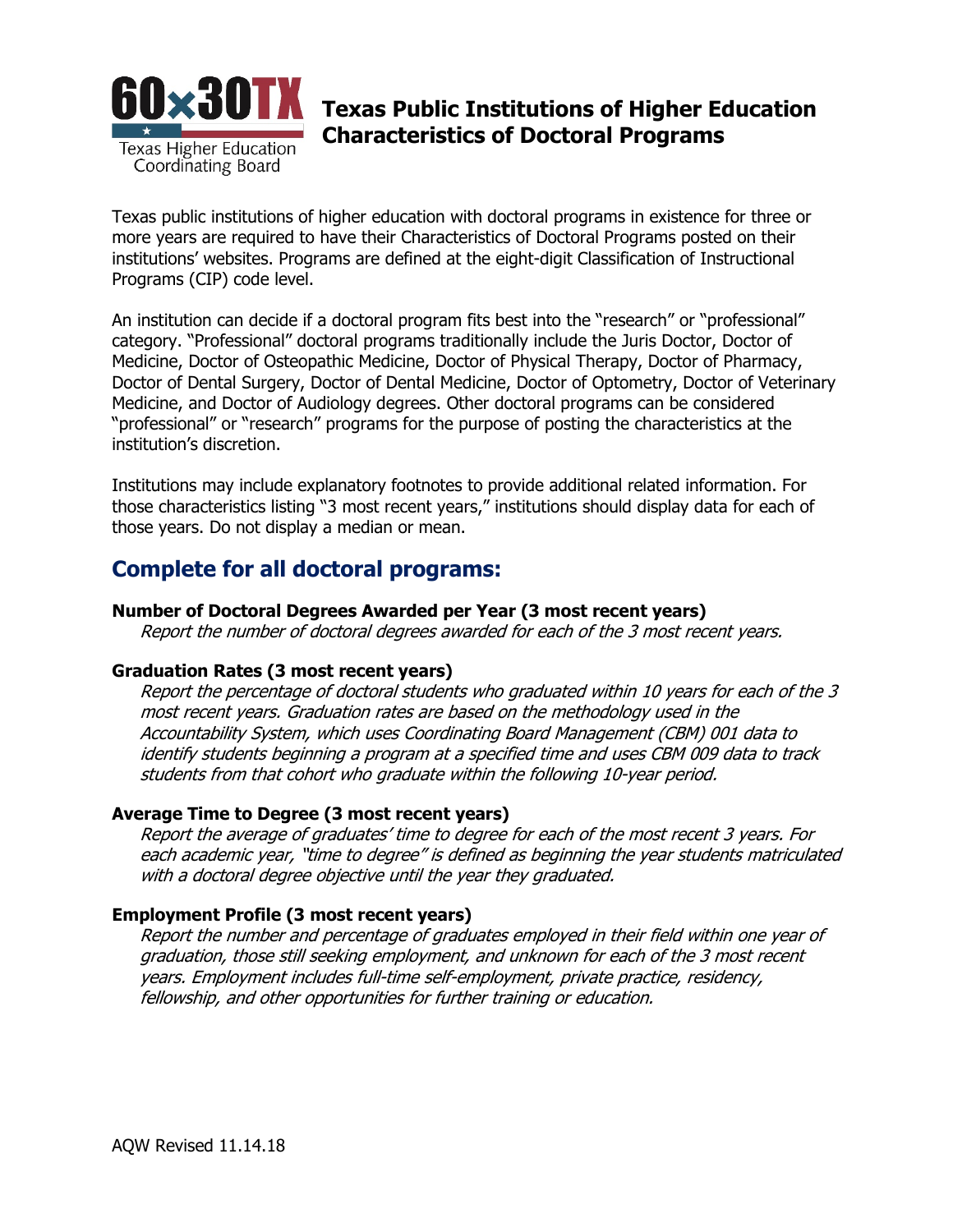# Texas Public Institutions of Higher Education Characteristics of Doctoral Programs

Texas Higher Education Coordinating Board

Texas public institutions of higher education with doctoral programs in existence for three or more years are required to have their Characteristics of Doctoral Programs posted on their institutions' websites. Programs are defined at the eight-digit Classification of Instructional Programs (CIP) code level.

An institution can decide if a doctoral program fits best into the "research" or "professional" category. "Professional" doctoral programs traditionally include the Juris Doctor, Doctor of Medicine, Doctor of Osteopathic Medicine, Doctor of Physical Therapy, Doctor of Pharmacy, Doctor of Dental Surgery, Doctor of Dental Medicine, Doctor of Optometry, Doctor of Veterinary Medicine, and Doctor of Audiology degrees. Other doctoral programs can be considered "professional" or "research" programs for the purpose of posting the characteristics at the institution's discretion.

Institutions may include explanatory footnotes to provide additional related information. For those characteristics listing "3 most recent years," institutions should display data for each of those years. Do not display a median or mean.

## Complete for all doctoral programs:

**Number of Doctoral Degrees Awarded per Year (3 most recent years)**

*Report the number of doctoral degrees awarded for each of the 3 most recent years.*

**Graduation Rates (3 most recent years)**

*Report the percentage of doctoral students who graduated within 10 years for each of the 3 most recent years. Graduation rates are based on the methodology used in the Accountability System, which uses Coordinating Board Management (CBM) 001 data to identify students beginning a program at a specified time and uses CBM 009 data to track students from that cohort who graduate within the following 10-year period.*

**Average Time to Degree (3 most recent years)**

*Report the average of graduates' time to degree for each of the most recent 3 years. For each academic year, "time to degree" is defined as beginning the year students matriculated with a doctoral degree objective until the year they graduated.*

**Employment Profile (3 most recent years)**

*Report the number and percentage of graduates employed in their field within one year of graduation, those still seeking employment, and unknown for each of the 3 most recent years. Employment includes full-time self-employment, private practice, residency, fellowship, and other opportunities for further training or education.*

AQW Revised 11.14.18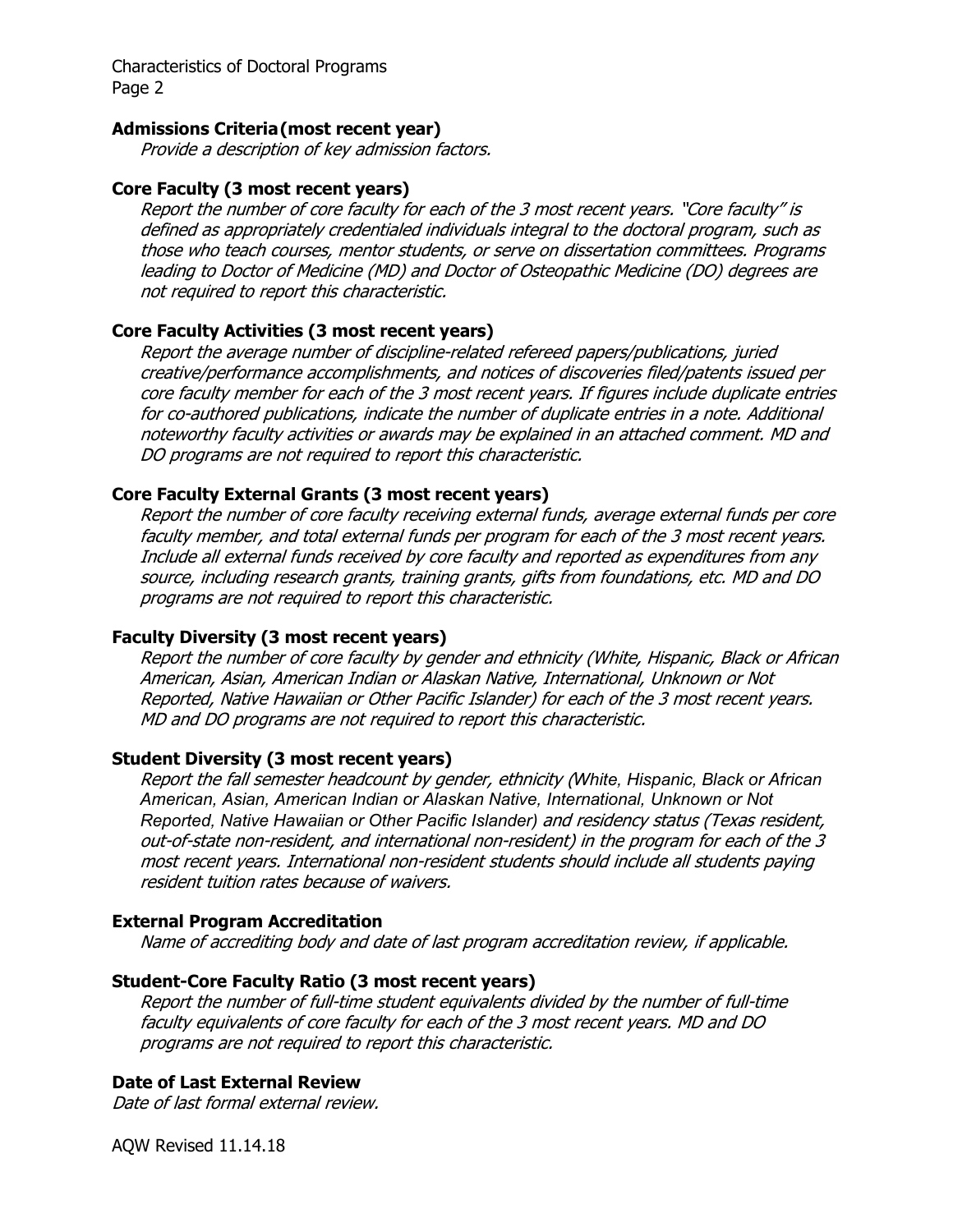**Admissions Criteria (most recent year)**

*Provide a description of key admission factors.*

**Core Faculty (3 most recent years)**

*Report the number of core faculty for each of the 3 most recent years. "Core faculty" is defined as appropriately credentialed individuals integral to the doctoral program, such as those who teach courses, mentor students, or serve on dissertation committees. Programs leading to Doctor of Medicine (MD) and Doctor of Osteopathic Medicine (DO) degrees are not required to report this characteristic.*

**Core Faculty Activities (3 most recent years)**

*Report the average number of discipline-related refereed papers/publications, juried creative/performance accomplishments, and notices of discoveries filed/patents issued per core faculty member for each of the 3 most recent years. If figures include duplicate entries for co-authored publications, indicate the number of duplicate entries in a note. Additional noteworthy faculty activities or awards may be explained in an attached comment. MD and DO programs are not required to report this characteristic.*

**Core Faculty External Grants (3 most recent years)**

*Report the number of core faculty receiving external funds, average external funds per core faculty member, and total external funds per program for each of the 3 most recent years. Include all external funds received by core faculty and reported as expenditures from any source, including research grants, training grants, gifts from foundations, etc. MD and DO programs are not required to report this characteristic.*

**Faculty Diversity (3 most recent years)**

*Report the number of core faculty by gender and ethnicity (White, Hispanic, Black or African American, Asian, American Indian or Alaskan Native, International, Unknown or Not Reported, Native Hawaiian or Other Pacific Islander) for each of the 3 most recent years. MD and DO programs are not required to report this characteristic.*

**Student Diversity (3 most recent years)**

*Report the fall semester headcount by gender, ethnicity (White, Hispanic, Black or African American, Asian, American Indian or Alaskan Native, International, Unknown or Not Reported, Native Hawaiian or Other Pacific Islander) and residency status (Texas resident, out-of-state non-resident, and international non-resident) in the program for each of the 3 most recent years. International non-resident students should include all students paying resident tuition rates because of waivers.*

**External Program Accreditation**

*Name of accrediting body and date of last program accreditation review, if applicable.*

**Student-Core Faculty Ratio (3 most recent years)**

*Report the number of full-time student equivalents divided by the number of full-time faculty equivalents of core faculty for each of the 3 most recent years. MD and DO programs are not required to report this characteristic.*

**Date of Last External Review**

*Date of last formal external review.*

AQW Revised 11.14.18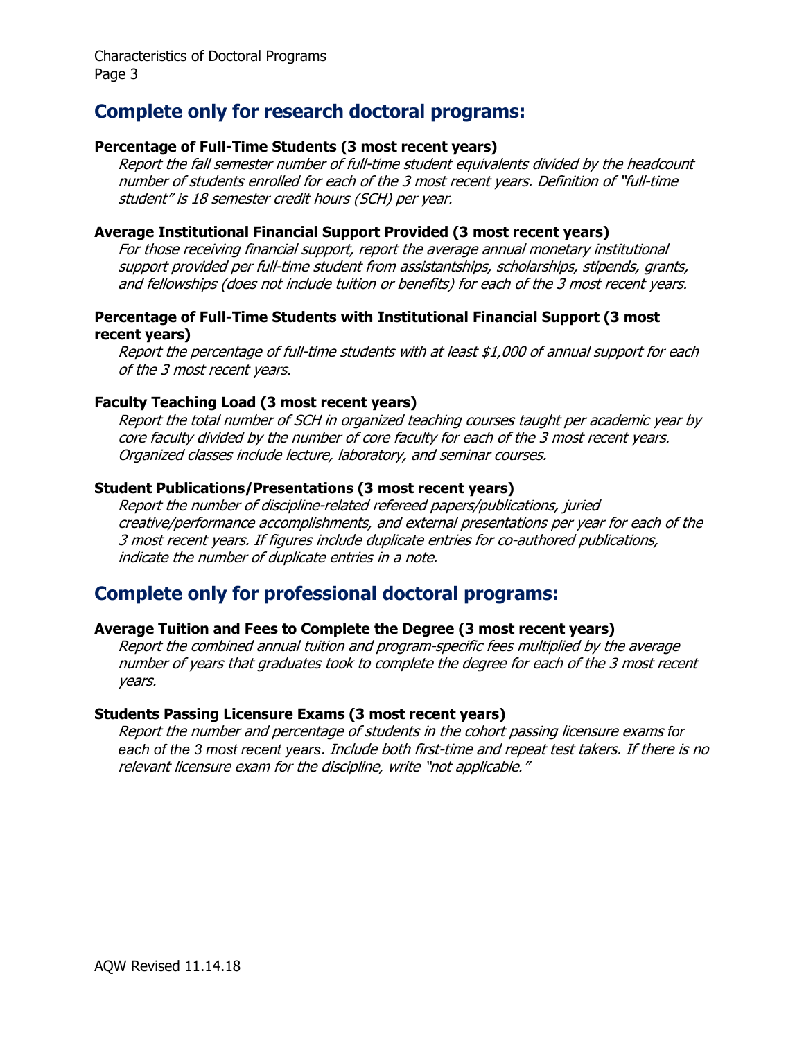## Complete only for research doctoral programs:

**Percentage of Full-Time Students (3 most recent years)**

*Report the fall semester number of full-time student equivalents divided by the headcount number of students enrolled for each of the 3 most recent years. Definition of "full-time student" is 18 semester credit hours (SCH) per year.*

**Average Institutional Financial Support Provided (3 most recent years)**

*For those receiving financial support, report the average annual monetary institutional support provided per full-time student from assistantships, scholarships, stipends, grants, and fellowships (does not include tuition or benefits) for each of the 3 most recent years.*

**Percentage of Full-Time Students with Institutional Financial Support (3 most recent years)**

*Report the percentage of full-time students with at least $1,000 of annual support for each of the 3 most recent years.*

**Faculty Teaching Load (3 most recent years)**

*Report the total number of SCH in organized teaching courses taught per academic year by core faculty divided by the number of core faculty for each of the 3 most recent years. Organized classes include lecture, laboratory, and seminar courses.*

**Student Publications/Presentations (3 most recent years)**

*Report the number of discipline-related refereed papers/publications, juried creative/performance accomplishments, and external presentations per year for each of the 3 most recent years. If figures include duplicate entries for co-authored publications, indicate the number of duplicate entries in a note.*

## Complete only for professional doctoral programs:

**Average Tuition and Fees to Complete the Degree (3 most recent years)**

*Report the combined annual tuition and program-specific fees multiplied by the average number of years that graduates took to complete the degree for each of the 3 most recent years.*

**Students Passing Licensure Exams (3 most recent years)**

*Report the number and percentage of students in the cohort passing licensure exams* for each of the 3 most recent years*. Include both first-time and repeat test takers. If there is no relevant licensure exam for the discipline, write "not applicable."*

AQW Revised 11.14.18